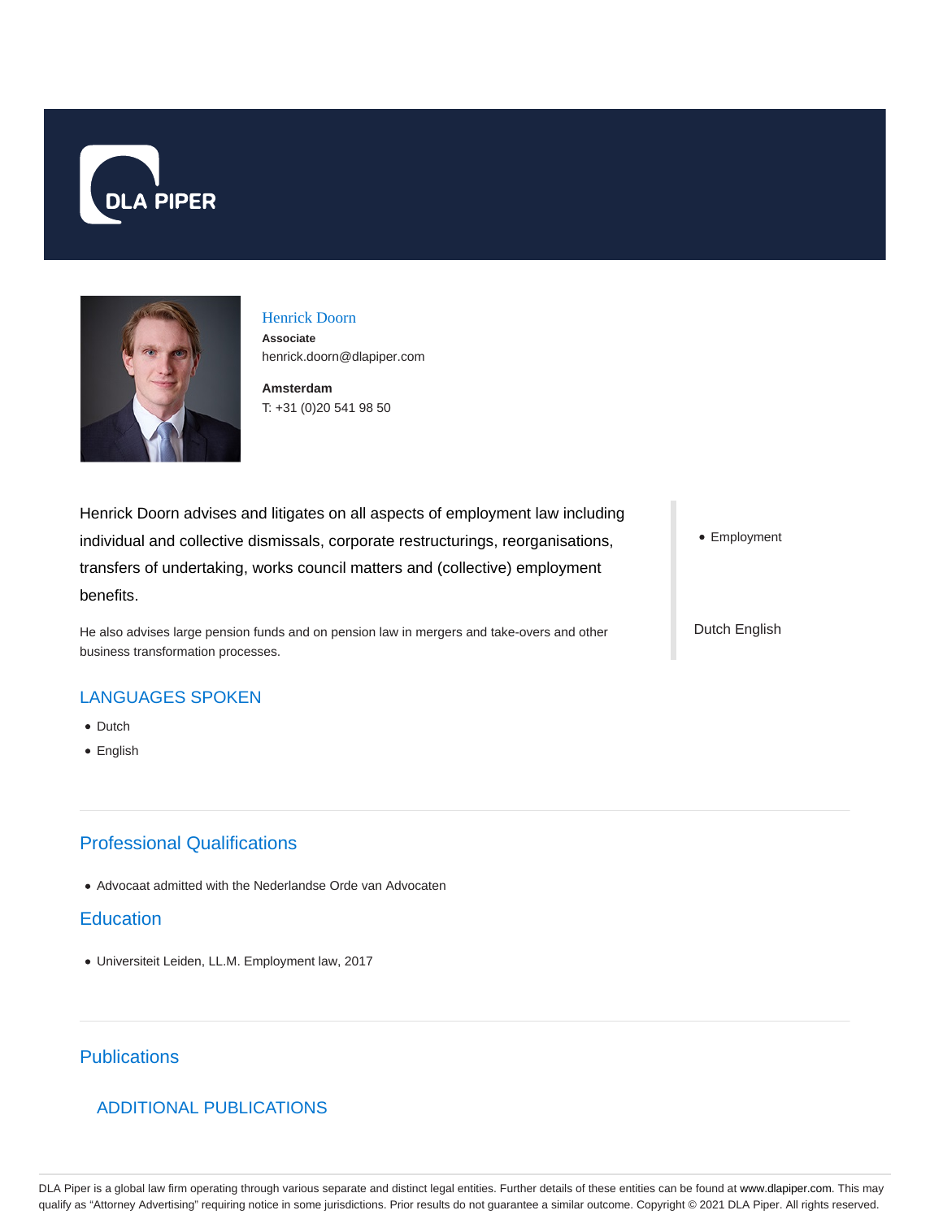# Henrick Doorn

**Associate**

henrick.doorn@dlapiper.com

**Amsterdam**

T: +31 (0)20 541 98 50

Henrick Doorn advises and litigates on all aspects of employment law including individual and collective dismissals, corporate restructurings, reorganisations, transfers of undertaking, works council matters and (collective) employment benefits.

He also advises large pension funds and on pension law in mergers and take-overs and other business transformation processes.

- Employment

Dutch English

## LANGUAGES SPOKEN

- Dutch
- English

## Professional Qualifications

- Advocaat admitted with the Nederlandse Orde van Advocaten

## Education

- Universiteit Leiden, LL.M. Employment law, 2017

## Publications

### ADDITIONAL PUBLICATIONS

DLA Piper is a global law firm operating through various separate and distinct legal entities. Further details of these entities can be found at www.dlapiper.com. This may qualify as "Attorney Advertising" requiring notice in some jurisdictions. Prior results do not guarantee a similar outcome. Copyright © 2021 DLA Piper. All rights reserved.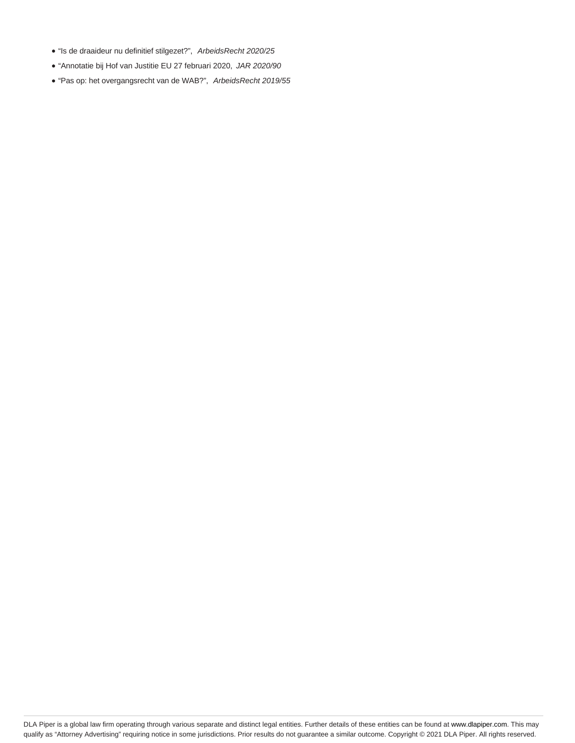- "Is de draaideur nu definitief stilgezet?", *ArbeidsRecht 2020/25*
- "Annotatie bij Hof van Justitie EU 27 februari 2020, *JAR 2020/90*
- "Pas op: het overgangsrecht van de WAB?", *ArbeidsRecht 2019/55*

DLA Piper is a global law firm operating through various separate and distinct legal entities. Further details of these entities can be found at www.dlapiper.com. This may qualify as "Attorney Advertising" requiring notice in some jurisdictions. Prior results do not guarantee a similar outcome. Copyright © 2021 DLA Piper. All rights reserved.